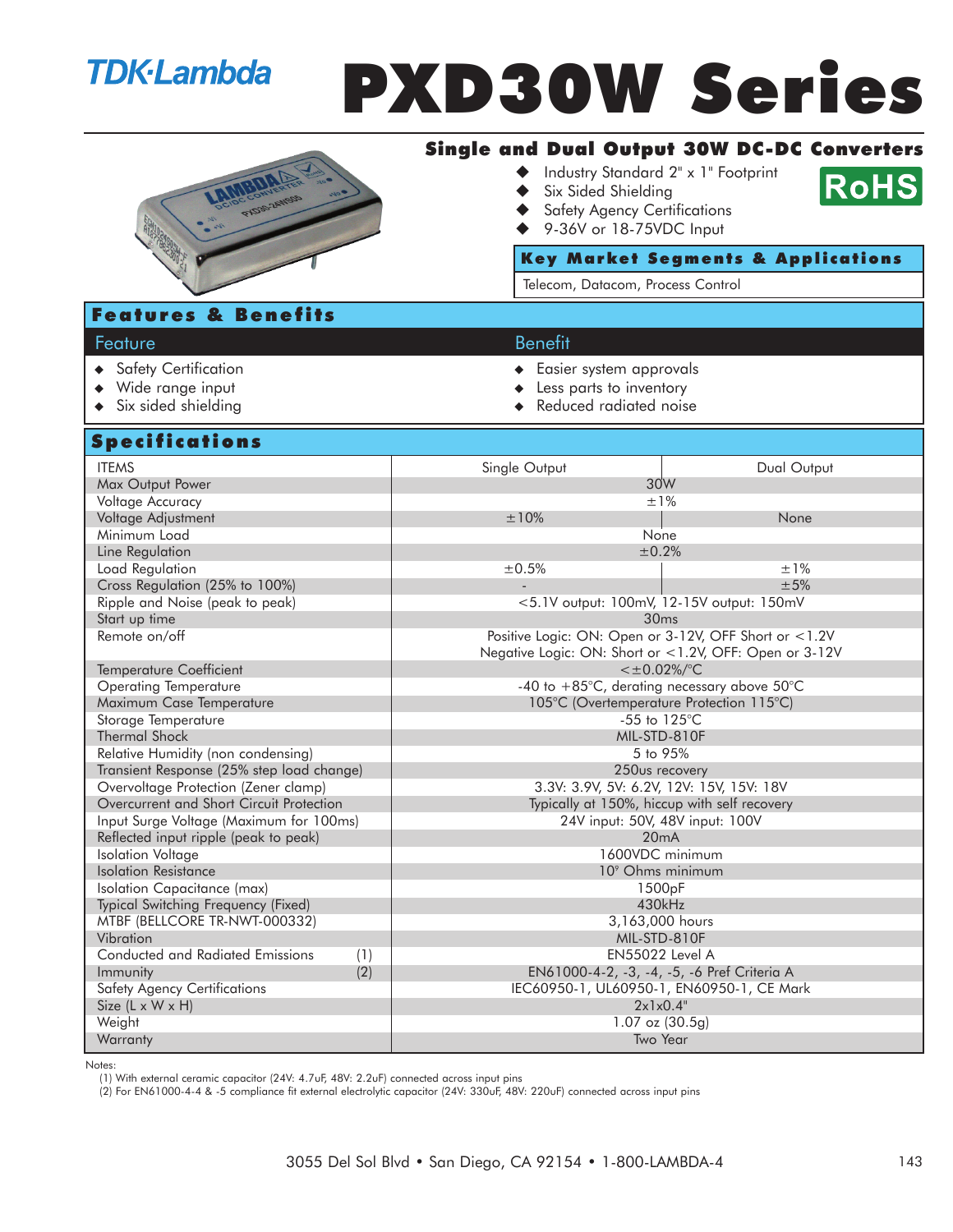TDK·Lambda

# PXD30W Series

## Single and Dual Output 30W DC-DC Converters

- Industry Standard 2" x 1" Footprint
- Six Sided Shielding
- Safety Agency Certifications
- 9-36V or 18-75VDC Input

RoHS

### Key Market Segments & Applications

Telecom, Datacom, Process Control

## Features & Benefits

| Feature | Benefit |
|---|---|
| Safety Certification | Easier system approvals |
| Wide range input | Less parts to inventory |
| Six sided shielding | Reduced radiated noise |

## Specifications

| ITEMS | Single Output | Dual Output |
|---|---|---|
| Max Output Power | 30W | |
| Voltage Accuracy | ±1% | |
| Voltage Adjustment | ±10% | None |
| Minimum Load | None | |
| Line Regulation | ±0.2% | |
| Load Regulation | ±0.5% | ±1% |
| Cross Regulation (25% to 100%) | - | ±5% |
| Ripple and Noise (peak to peak) | <5.1V output: 100mV, 12-15V output: 150mV | |
| Start up time | 30ms | |
| Remote on/off | Positive Logic: ON: Open or 3-12V, OFF Short or <1.2V<br>Negative Logic: ON: Short or <1.2V, OFF: Open or 3-12V | |
| Temperature Coefficient | <±0.02%/°C | |
| Operating Temperature | -40 to +85°C, derating necessary above 50°C | |
| Maximum Case Temperature | 105°C (Overtemperature Protection 115°C) | |
| Storage Temperature | -55 to 125°C | |
| Thermal Shock | MIL-STD-810F | |
| Relative Humidity (non condensing) | 5 to 95% | |
| Transient Response (25% step load change) | 250us recovery | |
| Overvoltage Protection (Zener clamp) | 3.3V: 3.9V, 5V: 6.2V, 12V: 15V, 15V: 18V | |
| Overcurrent and Short Circuit Protection | Typically at 150%, hiccup with self recovery | |
| Input Surge Voltage (Maximum for 100ms) | 24V input: 50V, 48V input: 100V | |
| Reflected input ripple (peak to peak) | 20mA | |
| Isolation Voltage | 1600VDC minimum | |
| Isolation Resistance | $10^9$ Ohms minimum | |
| Isolation Capacitance (max) | 1500pF | |
| Typical Switching Frequency (Fixed) | 430kHz | |
| MTBF (BELLCORE TR-NWT-000332) | 3,163,000 hours | |
| Vibration | MIL-STD-810F | |
| Conducted and Radiated Emissions (1) | EN55022 Level A | |
| Immunity (2) | EN61000-4-2, -3, -4, -5, -6 Pref Criteria A | |
| Safety Agency Certifications | IEC60950-1, UL60950-1, EN60950-1, CE Mark | |
| Size (L x W x H) | 2x1x0.4" | |
| Weight | 1.07 oz (30.5g) | |
| Warranty | Two Year | |

Notes:
(1) With external ceramic capacitor (24V: 4.7uF, 48V: 2.2uF) connected across input pins
(2) For EN61000-4-4 & -5 compliance fit external electrolytic capacitor (24V: 330uF, 48V: 220uF) connected across input pins

3055 Del Sol Blvd • San Diego, CA 92154 • 1-800-LAMBDA-4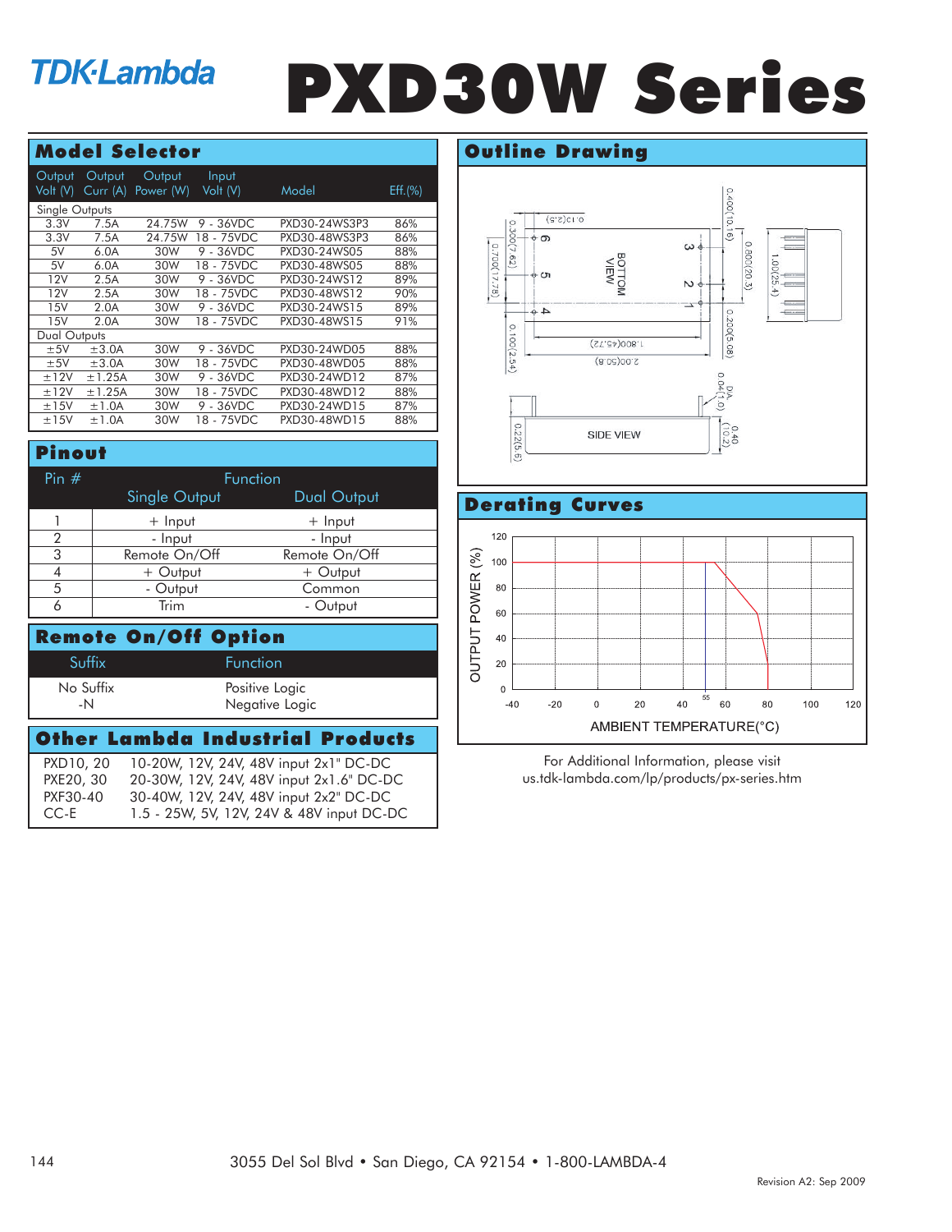TDK·Lambda

# PXD30W Series

## Model Selector

| Output Volt (V) | Output Curr (A) | Output Power (W) | Input Volt (V) | Model | Eff.(%) |
|---|---|---|---|---|---|
| Single Outputs | | | | | |
| 3.3V | 7.5A | 24.75W | 9 - 36VDC | PXD30-24WS3P3 | 86% |
| 3.3V | 7.5A | 24.75W | 18 - 75VDC | PXD30-48WS3P3 | 86% |
| 5V | 6.0A | 30W | 9 - 36VDC | PXD30-24WS05 | 88% |
| 5V | 6.0A | 30W | 18 - 75VDC | PXD30-48WS05 | 88% |
| 12V | 2.5A | 30W | 9 - 36VDC | PXD30-24WS12 | 89% |
| 12V | 2.5A | 30W | 18 - 75VDC | PXD30-48WS12 | 90% |
| 15V | 2.0A | 30W | 9 - 36VDC | PXD30-24WS15 | 89% |
| 15V | 2.0A | 30W | 18 - 75VDC | PXD30-48WS15 | 91% |
| Dual Outputs | | | | | |
| ±5V | ±3.0A | 30W | 9 - 36VDC | PXD30-24WD05 | 88% |
| ±5V | ±3.0A | 30W | 18 - 75VDC | PXD30-48WD05 | 88% |
| ±12V | ±1.25A | 30W | 9 - 36VDC | PXD30-24WD12 | 87% |
| ±12V | ±1.25A | 30W | 18 - 75VDC | PXD30-48WD12 | 88% |
| ±15V | ±1.0A | 30W | 9 - 36VDC | PXD30-24WD15 | 87% |
| ±15V | ±1.0A | 30W | 18 - 75VDC | PXD30-48WD15 | 88% |

## Pinout

| Pin # | Function: Single Output | Function: Dual Output |
|---|---|---|
| 1 | + Input | + Input |
| 2 | - Input | - Input |
| 3 | Remote On/Off | Remote On/Off |
| 4 | + Output | + Output |
| 5 | - Output | Common |
| 6 | Trim | - Output |

## Remote On/Off Option

| Suffix | Function |
|---|---|
| No Suffix | Positive Logic |
| -N | Negative Logic |

## Other Lambda Industrial Products

| | |
|---|---|
| PXD10, 20 | 10-20W, 12V, 24V, 48V input 2x1" DC-DC |
| PXE20, 30 | 20-30W, 12V, 24V, 48V input 2x1.6" DC-DC |
| PXF30-40 | 30-40W, 12V, 24V, 48V input 2x2" DC-DC |
| CC-E | 1.5 - 25W, 5V, 12V, 24V & 48V input DC-DC |

## Outline Drawing

BOTTOM VIEW

0.1(2.5)
0.300(7.62)
0.700(17.78)
0.100(2.54)
1.800(45.72)
2.00(50.8)
0.400(10.16)
0.800(20.3)
0.200(5.08)
1.00(25.4)
1 2 3 4 5 6

SIDE VIEW

0.22(5.6)
0.04(1.0) DIA.
0.40 (10.2)

## Derating Curves

OUTPUT POWER (%)

120
100
80
60
40
20
0

-40 -20 0 20 40 55 60 80 100 120

AMBIENT TEMPERATURE(°C)

For Additional Information, please visit
us.tdk-lambda.com/lp/products/px-series.htm

3055 Del Sol Blvd • San Diego, CA 92154 • 1-800-LAMBDA-4

Revision A2: Sep 2009